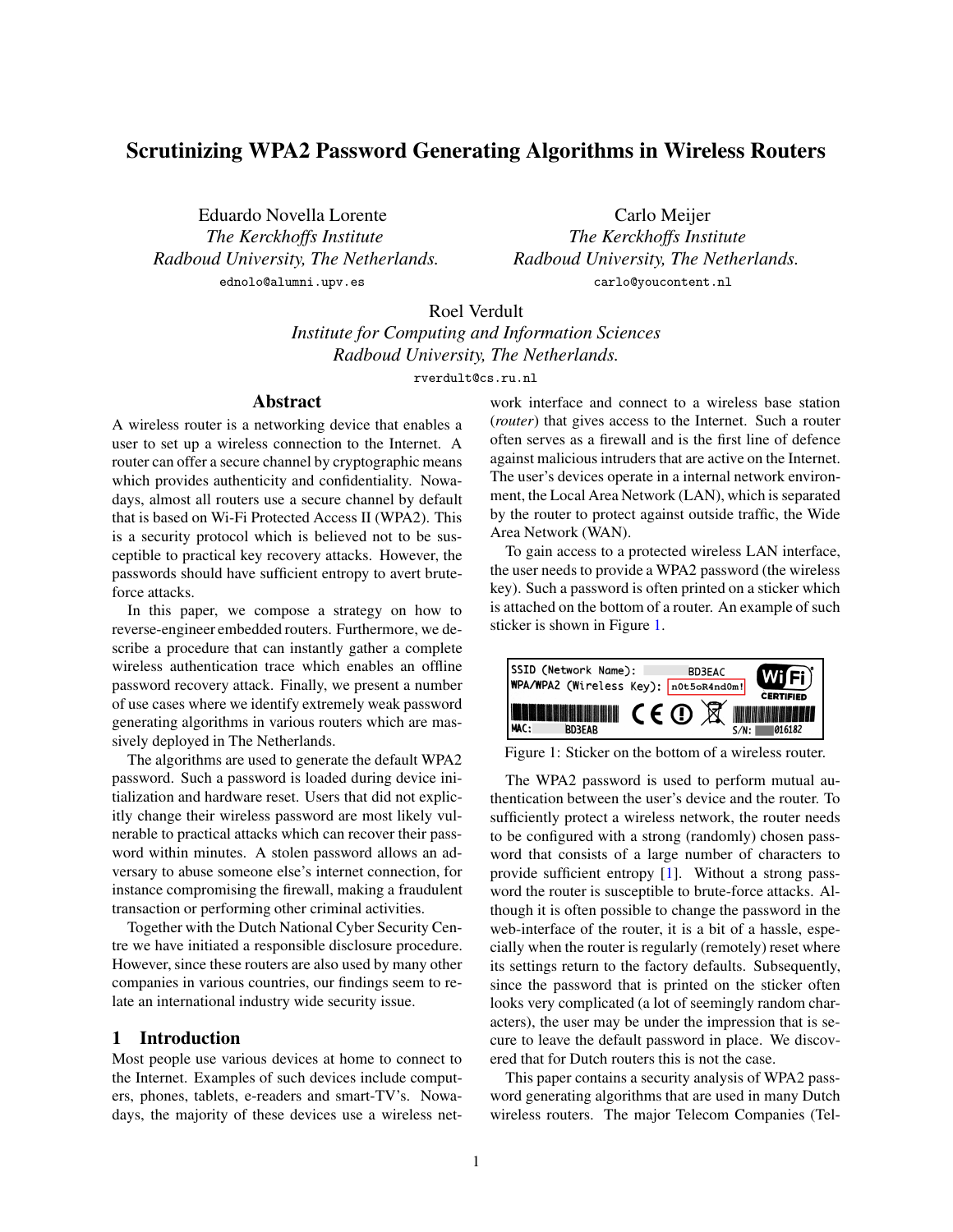# Scrutinizing WPA2 Password Generating Algorithms in Wireless Routers

Eduardo Novella Lorente
*The Kerckhoffs Institute*
*Radboud University, The Netherlands.*
ednolo@alumni.upv.es

Carlo Meijer
*The Kerckhoffs Institute*
*Radboud University, The Netherlands.*
carlo@youcontent.nl

Roel Verdult
*Institute for Computing and Information Sciences*
*Radboud University, The Netherlands.*
rverdult@cs.ru.nl

## Abstract

A wireless router is a networking device that enables a user to set up a wireless connection to the Internet. A router can offer a secure channel by cryptographic means which provides authenticity and confidentiality. Nowadays, almost all routers use a secure channel by default that is based on Wi-Fi Protected Access II (WPA2). This is a security protocol which is believed not to be susceptible to practical key recovery attacks. However, the passwords should have sufficient entropy to avert brute-force attacks.

In this paper, we compose a strategy on how to reverse-engineer embedded routers. Furthermore, we describe a procedure that can instantly gather a complete wireless authentication trace which enables an offline password recovery attack. Finally, we present a number of use cases where we identify extremely weak password generating algorithms in various routers which are massively deployed in The Netherlands.

The algorithms are used to generate the default WPA2 password. Such a password is loaded during device initialization and hardware reset. Users that did not explicitly change their wireless password are most likely vulnerable to practical attacks which can recover their password within minutes. A stolen password allows an adversary to abuse someone else's internet connection, for instance compromising the firewall, making a fraudulent transaction or performing other criminal activities.

Together with the Dutch National Cyber Security Centre we have initiated a responsible disclosure procedure. However, since these routers are also used by many other companies in various countries, our findings seem to relate an international industry wide security issue.

## 1 Introduction

Most people use various devices at home to connect to the Internet. Examples of such devices include computers, phones, tablets, e-readers and smart-TV's. Nowadays, the majority of these devices use a wireless network interface and connect to a wireless base station (*router*) that gives access to the Internet. Such a router often serves as a firewall and is the first line of defence against malicious intruders that are active on the Internet. The user's devices operate in a internal network environment, the Local Area Network (LAN), which is separated by the router to protect against outside traffic, the Wide Area Network (WAN).

To gain access to a protected wireless LAN interface, the user needs to provide a WPA2 password (the wireless key). Such a password is often printed on a sticker which is attached on the bottom of a router. An example of such sticker is shown in Figure 1.

| SSID (Network Name): | BD3EAC |
|---|---|
| WPA/WPA2 (Wireless Key): | n0t5oR4nd0m! |
| MAC: BD3EAB | S/N: 016182 |

Figure 1: Sticker on the bottom of a wireless router.

The WPA2 password is used to perform mutual authentication between the user's device and the router. To sufficiently protect a wireless network, the router needs to be configured with a strong (randomly) chosen password that consists of a large number of characters to provide sufficient entropy [1]. Without a strong password the router is susceptible to brute-force attacks. Although it is often possible to change the password in the web-interface of the router, it is a bit of a hassle, especially when the router is regularly (remotely) reset where its settings return to the factory defaults. Subsequently, since the password that is printed on the sticker often looks very complicated (a lot of seemingly random characters), the user may be under the impression that is secure to leave the default password in place. We discovered that for Dutch routers this is not the case.

This paper contains a security analysis of WPA2 password generating algorithms that are used in many Dutch wireless routers. The major Telecom Companies (Tel-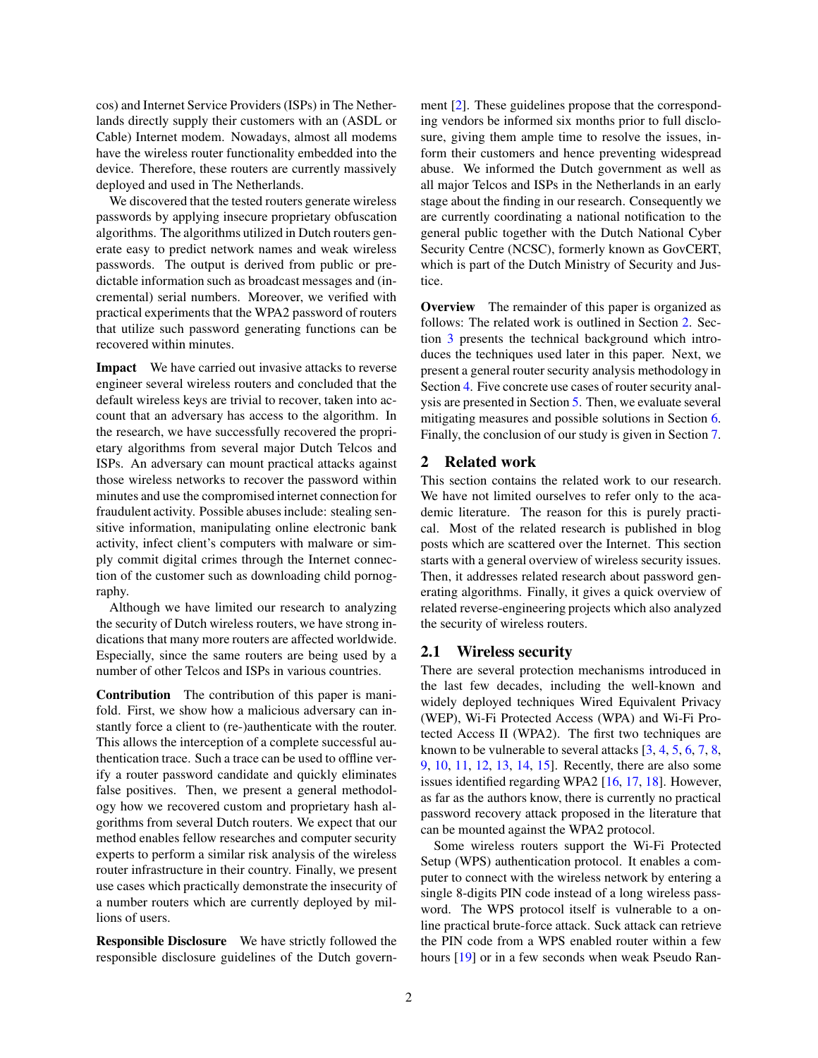cos) and Internet Service Providers (ISPs) in The Netherlands directly supply their customers with an (ASDL or Cable) Internet modem. Nowadays, almost all modems have the wireless router functionality embedded into the device. Therefore, these routers are currently massively deployed and used in The Netherlands.

We discovered that the tested routers generate wireless passwords by applying insecure proprietary obfuscation algorithms. The algorithms utilized in Dutch routers generate easy to predict network names and weak wireless passwords. The output is derived from public or predictable information such as broadcast messages and (incremental) serial numbers. Moreover, we verified with practical experiments that the WPA2 password of routers that utilize such password generating functions can be recovered within minutes.

**Impact** We have carried out invasive attacks to reverse engineer several wireless routers and concluded that the default wireless keys are trivial to recover, taken into account that an adversary has access to the algorithm. In the research, we have successfully recovered the proprietary algorithms from several major Dutch Telcos and ISPs. An adversary can mount practical attacks against those wireless networks to recover the password within minutes and use the compromised internet connection for fraudulent activity. Possible abuses include: stealing sensitive information, manipulating online electronic bank activity, infect client's computers with malware or simply commit digital crimes through the Internet connection of the customer such as downloading child pornography.

Although we have limited our research to analyzing the security of Dutch wireless routers, we have strong indications that many more routers are affected worldwide. Especially, since the same routers are being used by a number of other Telcos and ISPs in various countries.

**Contribution** The contribution of this paper is manifold. First, we show how a malicious adversary can instantly force a client to (re-)authenticate with the router. This allows the interception of a complete successful authentication trace. Such a trace can be used to offline verify a router password candidate and quickly eliminates false positives. Then, we present a general methodology how we recovered custom and proprietary hash algorithms from several Dutch routers. We expect that our method enables fellow researches and computer security experts to perform a similar risk analysis of the wireless router infrastructure in their country. Finally, we present use cases which practically demonstrate the insecurity of a number routers which are currently deployed by millions of users.

**Responsible Disclosure** We have strictly followed the responsible disclosure guidelines of the Dutch government [2]. These guidelines propose that the corresponding vendors be informed six months prior to full disclosure, giving them ample time to resolve the issues, inform their customers and hence preventing widespread abuse. We informed the Dutch government as well as all major Telcos and ISPs in the Netherlands in an early stage about the finding in our research. Consequently we are currently coordinating a national notification to the general public together with the Dutch National Cyber Security Centre (NCSC), formerly known as GovCERT, which is part of the Dutch Ministry of Security and Justice.

**Overview** The remainder of this paper is organized as follows: The related work is outlined in Section 2. Section 3 presents the technical background which introduces the techniques used later in this paper. Next, we present a general router security analysis methodology in Section 4. Five concrete use cases of router security analysis are presented in Section 5. Then, we evaluate several mitigating measures and possible solutions in Section 6. Finally, the conclusion of our study is given in Section 7.

## 2 Related work

This section contains the related work to our research. We have not limited ourselves to refer only to the academic literature. The reason for this is purely practical. Most of the related research is published in blog posts which are scattered over the Internet. This section starts with a general overview of wireless security issues. Then, it addresses related research about password generating algorithms. Finally, it gives a quick overview of related reverse-engineering projects which also analyzed the security of wireless routers.

### 2.1 Wireless security

There are several protection mechanisms introduced in the last few decades, including the well-known and widely deployed techniques Wired Equivalent Privacy (WEP), Wi-Fi Protected Access (WPA) and Wi-Fi Protected Access II (WPA2). The first two techniques are known to be vulnerable to several attacks [3, 4, 5, 6, 7, 8, 9, 10, 11, 12, 13, 14, 15]. Recently, there are also some issues identified regarding WPA2 [16, 17, 18]. However, as far as the authors know, there is currently no practical password recovery attack proposed in the literature that can be mounted against the WPA2 protocol.

Some wireless routers support the Wi-Fi Protected Setup (WPS) authentication protocol. It enables a computer to connect with the wireless network by entering a single 8-digits PIN code instead of a long wireless password. The WPS protocol itself is vulnerable to a online practical brute-force attack. Suck attack can retrieve the PIN code from a WPS enabled router within a few hours [19] or in a few seconds when weak Pseudo Ran-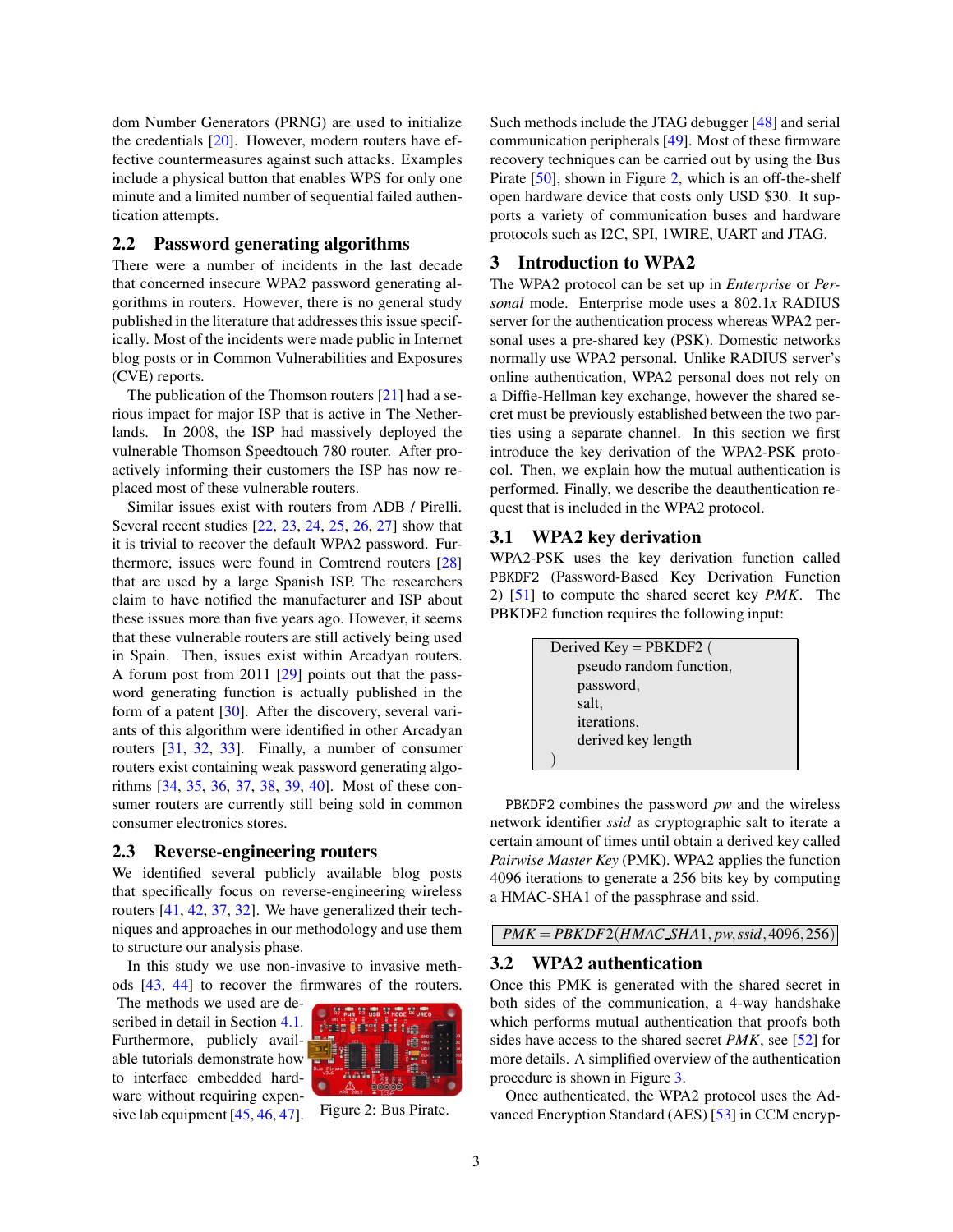dom Number Generators (PRNG) are used to initialize the credentials [20]. However, modern routers have effective countermeasures against such attacks. Examples include a physical button that enables WPS for only one minute and a limited number of sequential failed authentication attempts.

## 2.2 Password generating algorithms

There were a number of incidents in the last decade that concerned insecure WPA2 password generating algorithms in routers. However, there is no general study published in the literature that addresses this issue specifically. Most of the incidents were made public in Internet blog posts or in Common Vulnerabilities and Exposures (CVE) reports.

The publication of the Thomson routers [21] had a serious impact for major ISP that is active in The Netherlands. In 2008, the ISP had massively deployed the vulnerable Thomson Speedtouch 780 router. After proactively informing their customers the ISP has now replaced most of these vulnerable routers.

Similar issues exist with routers from ADB / Pirelli. Several recent studies [22, 23, 24, 25, 26, 27] show that it is trivial to recover the default WPA2 password. Furthermore, issues were found in Comtrend routers [28] that are used by a large Spanish ISP. The researchers claim to have notified the manufacturer and ISP about these issues more than five years ago. However, it seems that these vulnerable routers are still actively being used in Spain. Then, issues exist within Arcadyan routers. A forum post from 2011 [29] points out that the password generating function is actually published in the form of a patent [30]. After the discovery, several variants of this algorithm were identified in other Arcadyan routers [31, 32, 33]. Finally, a number of consumer routers exist containing weak password generating algorithms [34, 35, 36, 37, 38, 39, 40]. Most of these consumer routers are currently still being sold in common consumer electronics stores.

## 2.3 Reverse-engineering routers

We identified several publicly available blog posts that specifically focus on reverse-engineering wireless routers [41, 42, 37, 32]. We have generalized their techniques and approaches in our methodology and use them to structure our analysis phase.

In this study we use non-invasive to invasive methods [43, 44] to recover the firmwares of the routers. The methods we used are described in detail in Section 4.1. Furthermore, publicly available tutorials demonstrate how to interface embedded hardware without requiring expensive lab equipment [45, 46, 47].

Figure 2: Bus Pirate.

Such methods include the JTAG debugger [48] and serial communication peripherals [49]. Most of these firmware recovery techniques can be carried out by using the Bus Pirate [50], shown in Figure 2, which is an off-the-shelf open hardware device that costs only USD $30. It supports a variety of communication buses and hardware protocols such as I2C, SPI, 1WIRE, UART and JTAG.

# 3 Introduction to WPA2

The WPA2 protocol can be set up in *Enterprise* or *Personal* mode. Enterprise mode uses a 802.1$x$ RADIUS server for the authentication process whereas WPA2 personal uses a pre-shared key (PSK). Domestic networks normally use WPA2 personal. Unlike RADIUS server's online authentication, WPA2 personal does not rely on a Diffie-Hellman key exchange, however the shared secret must be previously established between the two parties using a separate channel. In this section we first introduce the key derivation of the WPA2-PSK protocol. Then, we explain how the mutual authentication is performed. Finally, we describe the deauthentication request that is included in the WPA2 protocol.

## 3.1 WPA2 key derivation

WPA2-PSK uses the key derivation function called PBKDF2 (Password-Based Key Derivation Function 2) [51] to compute the shared secret key *PMK*. The PBKDF2 function requires the following input:

```
Derived Key = PBKDF2 (
    pseudo random function,
    password,
    salt,
    iterations,
    derived key length
)
```

PBKDF2 combines the password *pw* and the wireless network identifier *ssid* as cryptographic salt to iterate a certain amount of times until obtain a derived key called *Pairwise Master Key* (PMK). WPA2 applies the function 4096 iterations to generate a 256 bits key by computing a HMAC-SHA1 of the passphrase and ssid.

$$PMK = PBKDF2(HMAC\_SHA1, pw, ssid, 4096, 256)$$

## 3.2 WPA2 authentication

Once this PMK is generated with the shared secret in both sides of the communication, a 4-way handshake which performs mutual authentication that proofs both sides have access to the shared secret *PMK*, see [52] for more details. A simplified overview of the authentication procedure is shown in Figure 3.

Once authenticated, the WPA2 protocol uses the Advanced Encryption Standard (AES) [53] in CCM encryp-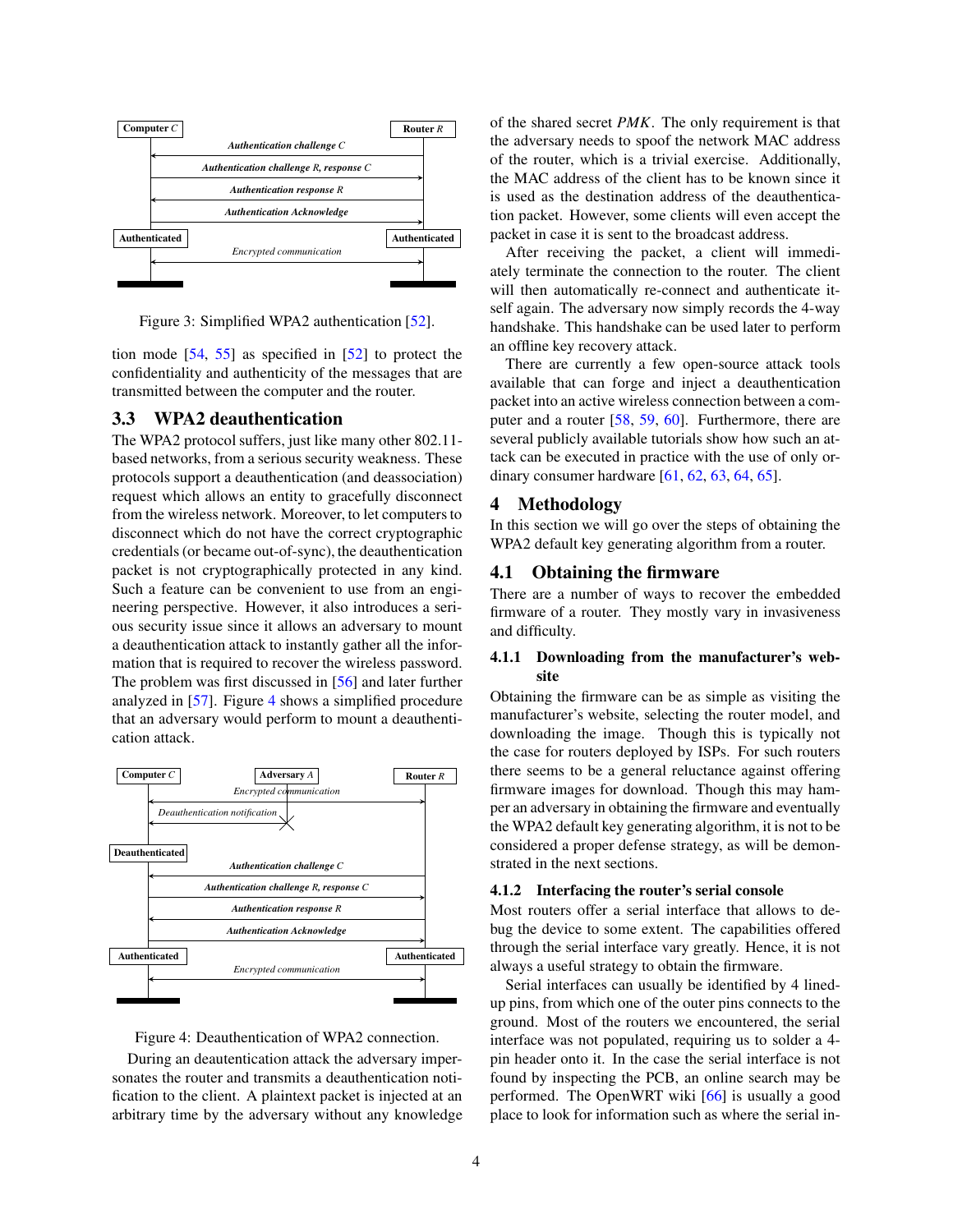Figure 3: Simplified WPA2 authentication [52].

tion mode [54, 55] as specified in [52] to protect the confidentiality and authenticity of the messages that are transmitted between the computer and the router.

## 3.3 WPA2 deauthentication

The WPA2 protocol suffers, just like many other 802.11-based networks, from a serious security weakness. These protocols support a deauthentication (and deassociation) request which allows an entity to gracefully disconnect from the wireless network. Moreover, to let computers to disconnect which do not have the correct cryptographic credentials (or became out-of-sync), the deauthentication packet is not cryptographically protected in any kind. Such a feature can be convenient to use from an engineering perspective. However, it also introduces a serious security issue since it allows an adversary to mount a deauthentication attack to instantly gather all the information that is required to recover the wireless password. The problem was first discussed in [56] and later further analyzed in [57]. Figure 4 shows a simplified procedure that an adversary would perform to mount a deauthentication attack.

Figure 4: Deauthentication of WPA2 connection.

During an deautentication attack the adversary impersonates the router and transmits a deauthentication notification to the client. A plaintext packet is injected at an arbitrary time by the adversary without any knowledge of the shared secret *PMK*. The only requirement is that the adversary needs to spoof the network MAC address of the router, which is a trivial exercise. Additionally, the MAC address of the client has to be known since it is used as the destination address of the deauthentication packet. However, some clients will even accept the packet in case it is sent to the broadcast address.

After receiving the packet, a client will immediately terminate the connection to the router. The client will then automatically re-connect and authenticate itself again. The adversary now simply records the 4-way handshake. This handshake can be used later to perform an offline key recovery attack.

There are currently a few open-source attack tools available that can forge and inject a deauthentication packet into an active wireless connection between a computer and a router [58, 59, 60]. Furthermore, there are several publicly available tutorials show how such an attack can be executed in practice with the use of only ordinary consumer hardware [61, 62, 63, 64, 65].

# 4 Methodology

In this section we will go over the steps of obtaining the WPA2 default key generating algorithm from a router.

## 4.1 Obtaining the firmware

There are a number of ways to recover the embedded firmware of a router. They mostly vary in invasiveness and difficulty.

### 4.1.1 Downloading from the manufacturer's website

Obtaining the firmware can be as simple as visiting the manufacturer's website, selecting the router model, and downloading the image. Though this is typically not the case for routers deployed by ISPs. For such routers there seems to be a general reluctance against offering firmware images for download. Though this may hamper an adversary in obtaining the firmware and eventually the WPA2 default key generating algorithm, it is not to be considered a proper defense strategy, as will be demonstrated in the next sections.

### 4.1.2 Interfacing the router's serial console

Most routers offer a serial interface that allows to debug the device to some extent. The capabilities offered through the serial interface vary greatly. Hence, it is not always a useful strategy to obtain the firmware.

Serial interfaces can usually be identified by 4 lined-up pins, from which one of the outer pins connects to the ground. Most of the routers we encountered, the serial interface was not populated, requiring us to solder a 4-pin header onto it. In the case the serial interface is not found by inspecting the PCB, an online search may be performed. The OpenWRT wiki [66] is usually a good place to look for information such as where the serial in-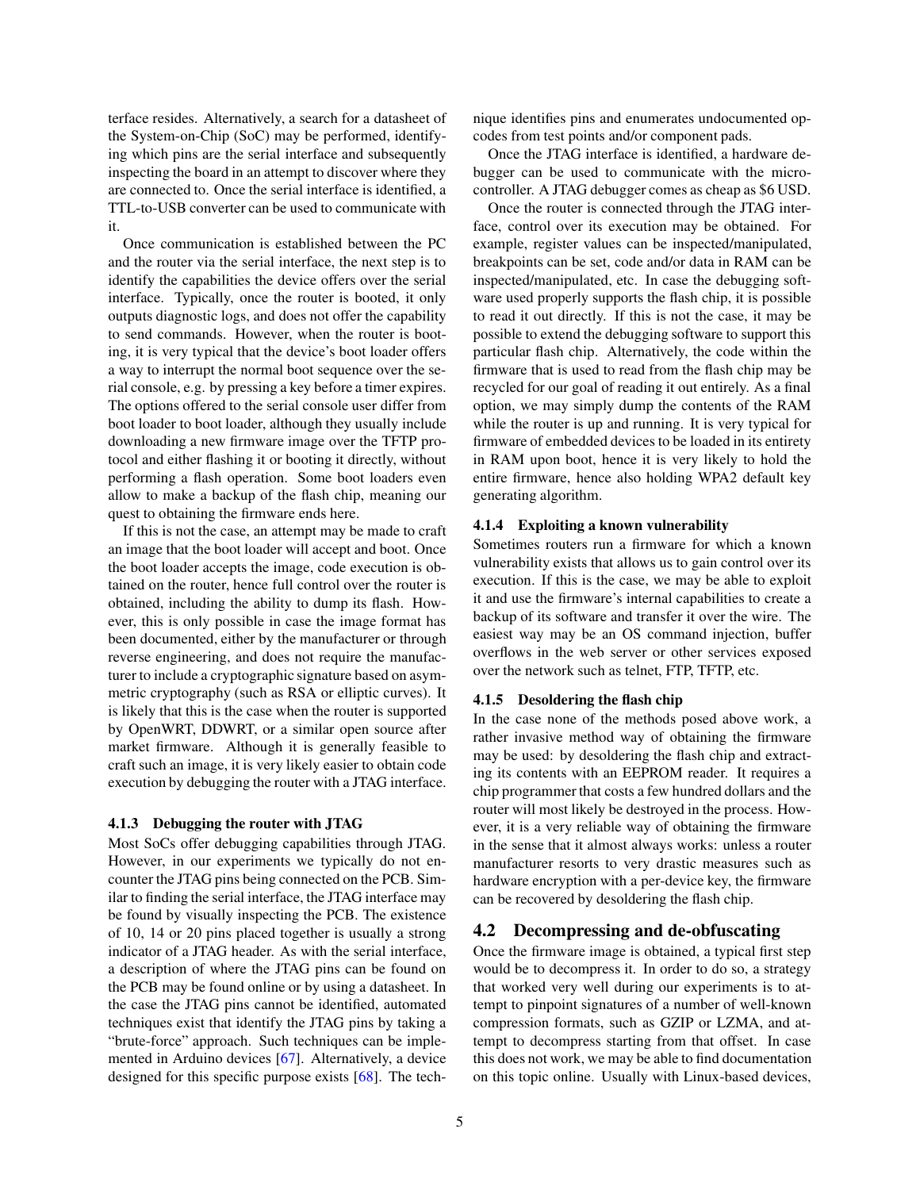terface resides. Alternatively, a search for a datasheet of the System-on-Chip (SoC) may be performed, identifying which pins are the serial interface and subsequently inspecting the board in an attempt to discover where they are connected to. Once the serial interface is identified, a TTL-to-USB converter can be used to communicate with it.

Once communication is established between the PC and the router via the serial interface, the next step is to identify the capabilities the device offers over the serial interface. Typically, once the router is booted, it only outputs diagnostic logs, and does not offer the capability to send commands. However, when the router is booting, it is very typical that the device's boot loader offers a way to interrupt the normal boot sequence over the serial console, e.g. by pressing a key before a timer expires. The options offered to the serial console user differ from boot loader to boot loader, although they usually include downloading a new firmware image over the TFTP protocol and either flashing it or booting it directly, without performing a flash operation. Some boot loaders even allow to make a backup of the flash chip, meaning our quest to obtaining the firmware ends here.

If this is not the case, an attempt may be made to craft an image that the boot loader will accept and boot. Once the boot loader accepts the image, code execution is obtained on the router, hence full control over the router is obtained, including the ability to dump its flash. However, this is only possible in case the image format has been documented, either by the manufacturer or through reverse engineering, and does not require the manufacturer to include a cryptographic signature based on asymmetric cryptography (such as RSA or elliptic curves). It is likely that this is the case when the router is supported by OpenWRT, DDWRT, or a similar open source after market firmware. Although it is generally feasible to craft such an image, it is very likely easier to obtain code execution by debugging the router with a JTAG interface.

#### 4.1.3 Debugging the router with JTAG

Most SoCs offer debugging capabilities through JTAG. However, in our experiments we typically do not encounter the JTAG pins being connected on the PCB. Similar to finding the serial interface, the JTAG interface may be found by visually inspecting the PCB. The existence of 10, 14 or 20 pins placed together is usually a strong indicator of a JTAG header. As with the serial interface, a description of where the JTAG pins can be found on the PCB may be found online or by using a datasheet. In the case the JTAG pins cannot be identified, automated techniques exist that identify the JTAG pins by taking a "brute-force" approach. Such techniques can be implemented in Arduino devices [67]. Alternatively, a device designed for this specific purpose exists [68]. The technique identifies pins and enumerates undocumented opcodes from test points and/or component pads.

Once the JTAG interface is identified, a hardware debugger can be used to communicate with the microcontroller. A JTAG debugger comes as cheap as $6 USD.

Once the router is connected through the JTAG interface, control over its execution may be obtained. For example, register values can be inspected/manipulated, breakpoints can be set, code and/or data in RAM can be inspected/manipulated, etc. In case the debugging software used properly supports the flash chip, it is possible to read it out directly. If this is not the case, it may be possible to extend the debugging software to support this particular flash chip. Alternatively, the code within the firmware that is used to read from the flash chip may be recycled for our goal of reading it out entirely. As a final option, we may simply dump the contents of the RAM while the router is up and running. It is very typical for firmware of embedded devices to be loaded in its entirety in RAM upon boot, hence it is very likely to hold the entire firmware, hence also holding WPA2 default key generating algorithm.

#### 4.1.4 Exploiting a known vulnerability

Sometimes routers run a firmware for which a known vulnerability exists that allows us to gain control over its execution. If this is the case, we may be able to exploit it and use the firmware's internal capabilities to create a backup of its software and transfer it over the wire. The easiest way may be an OS command injection, buffer overflows in the web server or other services exposed over the network such as telnet, FTP, TFTP, etc.

#### 4.1.5 Desoldering the flash chip

In the case none of the methods posed above work, a rather invasive method way of obtaining the firmware may be used: by desoldering the flash chip and extracting its contents with an EEPROM reader. It requires a chip programmer that costs a few hundred dollars and the router will most likely be destroyed in the process. However, it is a very reliable way of obtaining the firmware in the sense that it almost always works: unless a router manufacturer resorts to very drastic measures such as hardware encryption with a per-device key, the firmware can be recovered by desoldering the flash chip.

### 4.2 Decompressing and de-obfuscating

Once the firmware image is obtained, a typical first step would be to decompress it. In order to do so, a strategy that worked very well during our experiments is to attempt to pinpoint signatures of a number of well-known compression formats, such as GZIP or LZMA, and attempt to decompress starting from that offset. In case this does not work, we may be able to find documentation on this topic online. Usually with Linux-based devices,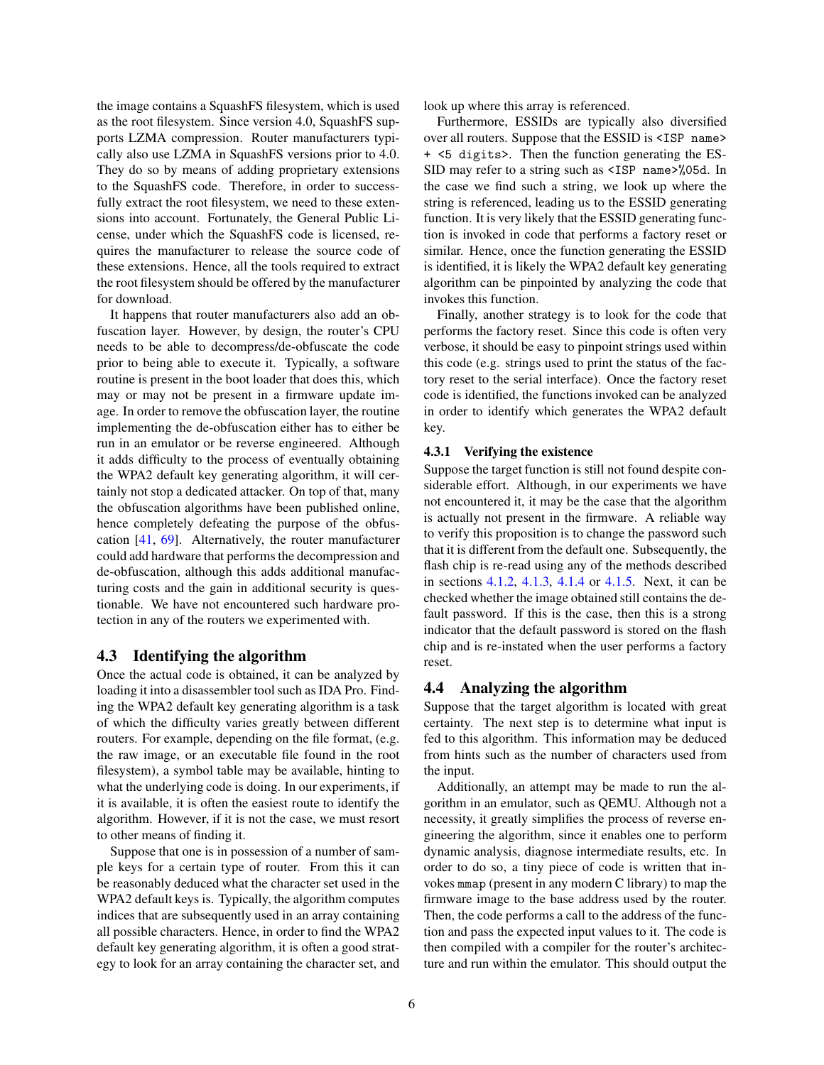the image contains a SquashFS filesystem, which is used as the root filesystem. Since version 4.0, SquashFS supports LZMA compression. Router manufacturers typically also use LZMA in SquashFS versions prior to 4.0. They do so by means of adding proprietary extensions to the SquashFS code. Therefore, in order to successfully extract the root filesystem, we need to these extensions into account. Fortunately, the General Public License, under which the SquashFS code is licensed, requires the manufacturer to release the source code of these extensions. Hence, all the tools required to extract the root filesystem should be offered by the manufacturer for download.

It happens that router manufacturers also add an obfuscation layer. However, by design, the router's CPU needs to be able to decompress/de-obfuscate the code prior to being able to execute it. Typically, a software routine is present in the boot loader that does this, which may or may not be present in a firmware update image. In order to remove the obfuscation layer, the routine implementing the de-obfuscation either has to either be run in an emulator or be reverse engineered. Although it adds difficulty to the process of eventually obtaining the WPA2 default key generating algorithm, it will certainly not stop a dedicated attacker. On top of that, many the obfuscation algorithms have been published online, hence completely defeating the purpose of the obfuscation [41, 69]. Alternatively, the router manufacturer could add hardware that performs the decompression and de-obfuscation, although this adds additional manufacturing costs and the gain in additional security is questionable. We have not encountered such hardware protection in any of the routers we experimented with.

## 4.3 Identifying the algorithm

Once the actual code is obtained, it can be analyzed by loading it into a disassembler tool such as IDA Pro. Finding the WPA2 default key generating algorithm is a task of which the difficulty varies greatly between different routers. For example, depending on the file format, (e.g. the raw image, or an executable file found in the root filesystem), a symbol table may be available, hinting to what the underlying code is doing. In our experiments, if it is available, it is often the easiest route to identify the algorithm. However, if it is not the case, we must resort to other means of finding it.

Suppose that one is in possession of a number of sample keys for a certain type of router. From this it can be reasonably deduced what the character set used in the WPA2 default keys is. Typically, the algorithm computes indices that are subsequently used in an array containing all possible characters. Hence, in order to find the WPA2 default key generating algorithm, it is often a good strategy to look for an array containing the character set, and look up where this array is referenced.

Furthermore, ESSIDs are typically also diversified over all routers. Suppose that the ESSID is `<ISP name> + <5 digits>`. Then the function generating the ESSID may refer to a string such as `<ISP name>%05d`. In the case we find such a string, we look up where the string is referenced, leading us to the ESSID generating function. It is very likely that the ESSID generating function is invoked in code that performs a factory reset or similar. Hence, once the function generating the ESSID is identified, it is likely the WPA2 default key generating algorithm can be pinpointed by analyzing the code that invokes this function.

Finally, another strategy is to look for the code that performs the factory reset. Since this code is often very verbose, it should be easy to pinpoint strings used within this code (e.g. strings used to print the status of the factory reset to the serial interface). Once the factory reset code is identified, the functions invoked can be analyzed in order to identify which generates the WPA2 default key.

### 4.3.1 Verifying the existence

Suppose the target function is still not found despite considerable effort. Although, in our experiments we have not encountered it, it may be the case that the algorithm is actually not present in the firmware. A reliable way to verify this proposition is to change the password such that it is different from the default one. Subsequently, the flash chip is re-read using any of the methods described in sections 4.1.2, 4.1.3, 4.1.4 or 4.1.5. Next, it can be checked whether the image obtained still contains the default password. If this is the case, then this is a strong indicator that the default password is stored on the flash chip and is re-instated when the user performs a factory reset.

## 4.4 Analyzing the algorithm

Suppose that the target algorithm is located with great certainty. The next step is to determine what input is fed to this algorithm. This information may be deduced from hints such as the number of characters used from the input.

Additionally, an attempt may be made to run the algorithm in an emulator, such as QEMU. Although not a necessity, it greatly simplifies the process of reverse engineering the algorithm, since it enables one to perform dynamic analysis, diagnose intermediate results, etc. In order to do so, a tiny piece of code is written that invokes `mmap` (present in any modern C library) to map the firmware image to the base address used by the router. Then, the code performs a call to the address of the function and pass the expected input values to it. The code is then compiled with a compiler for the router's architecture and run within the emulator. This should output the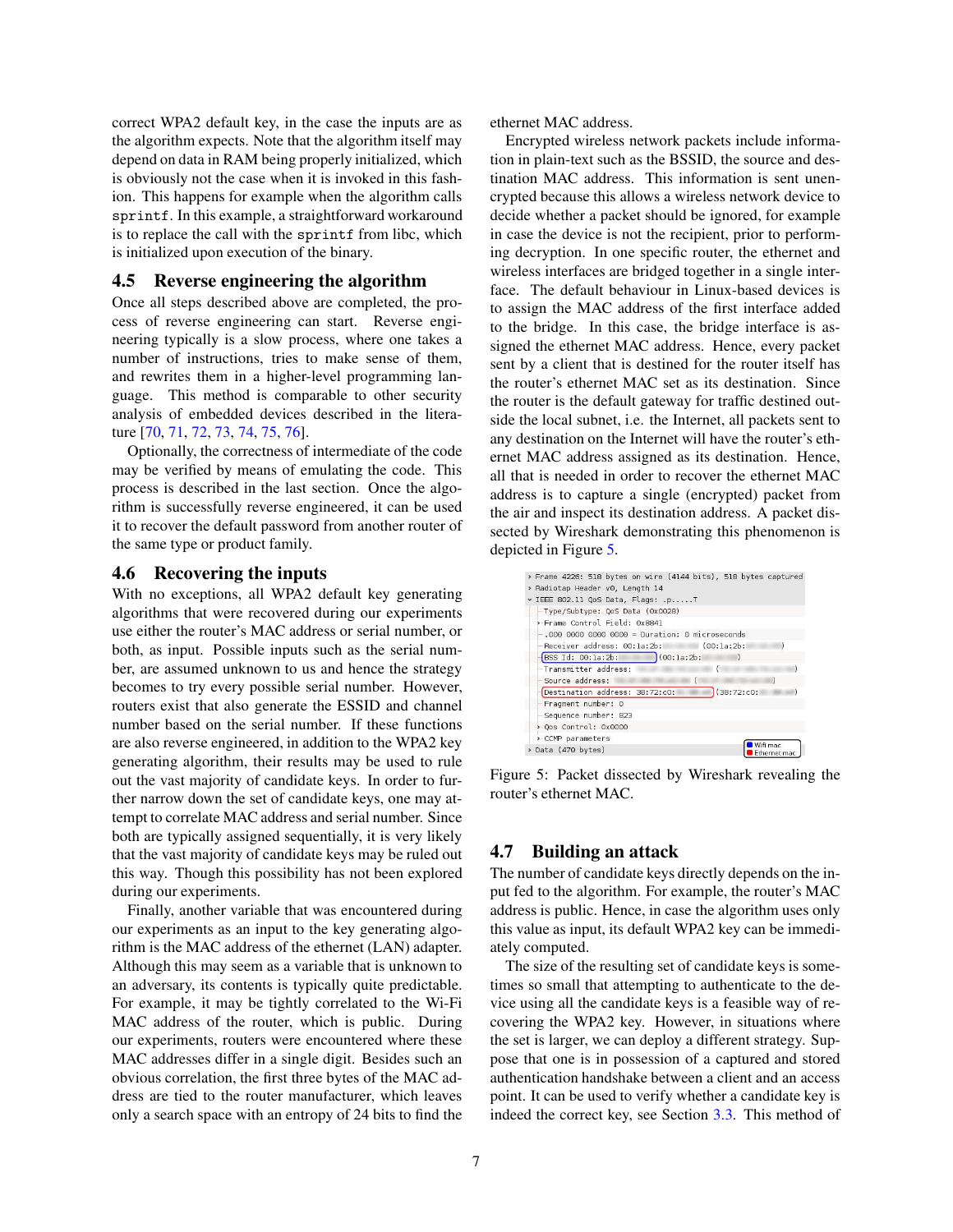correct WPA2 default key, in the case the inputs are as the algorithm expects. Note that the algorithm itself may depend on data in RAM being properly initialized, which is obviously not the case when it is invoked in this fashion. This happens for example when the algorithm calls `sprintf`. In this example, a straightforward workaround is to replace the call with the `sprintf` from libc, which is initialized upon execution of the binary.

### 4.5 Reverse engineering the algorithm

Once all steps described above are completed, the process of reverse engineering can start. Reverse engineering typically is a slow process, where one takes a number of instructions, tries to make sense of them, and rewrites them in a higher-level programming language. This method is comparable to other security analysis of embedded devices described in the literature [70, 71, 72, 73, 74, 75, 76].

Optionally, the correctness of intermediate of the code may be verified by means of emulating the code. This process is described in the last section. Once the algorithm is successfully reverse engineered, it can be used it to recover the default password from another router of the same type or product family.

### 4.6 Recovering the inputs

With no exceptions, all WPA2 default key generating algorithms that were recovered during our experiments use either the router's MAC address or serial number, or both, as input. Possible inputs such as the serial number, are assumed unknown to us and hence the strategy becomes to try every possible serial number. However, routers exist that also generate the ESSID and channel number based on the serial number. If these functions are also reverse engineered, in addition to the WPA2 key generating algorithm, their results may be used to rule out the vast majority of candidate keys. In order to further narrow down the set of candidate keys, one may attempt to correlate MAC address and serial number. Since both are typically assigned sequentially, it is very likely that the vast majority of candidate keys may be ruled out this way. Though this possibility has not been explored during our experiments.

Finally, another variable that was encountered during our experiments as an input to the key generating algorithm is the MAC address of the ethernet (LAN) adapter. Although this may seem as a variable that is unknown to an adversary, its contents is typically quite predictable. For example, it may be tightly correlated to the Wi-Fi MAC address of the router, which is public. During our experiments, routers were encountered where these MAC addresses differ in a single digit. Besides such an obvious correlation, the first three bytes of the MAC address are tied to the router manufacturer, which leaves only a search space with an entropy of 24 bits to find the ethernet MAC address.

Encrypted wireless network packets include information in plain-text such as the BSSID, the source and destination MAC address. This information is sent unencrypted because this allows a wireless network device to decide whether a packet should be ignored, for example in case the device is not the recipient, prior to performing decryption. In one specific router, the ethernet and wireless interfaces are bridged together in a single interface. The default behaviour in Linux-based devices is to assign the MAC address of the first interface added to the bridge. In this case, the bridge interface is assigned the ethernet MAC address. Hence, every packet sent by a client that is destined for the router itself has the router's ethernet MAC set as its destination. Since the router is the default gateway for traffic destined outside the local subnet, i.e. the Internet, all packets sent to any destination on the Internet will have the router's ethernet MAC address assigned as its destination. Hence, all that is needed in order to recover the ethernet MAC address is to capture a single (encrypted) packet from the air and inspect its destination address. A packet dissected by Wireshark demonstrating this phenomenon is depicted in Figure 5.

```
> Frame 4226: 518 bytes on wire (4144 bits), 518 bytes captured
> Radiotap Header v0, Length 14
v IEEE 802.11 QoS Data, Flags: .p.....T
    Type/Subtype: QoS Data (0x0028)
  > Frame Control Field: 0x8841
    .000 0000 0000 0000 = Duration: 0 microseconds
    Receiver address: 00:1a:2b:        (00:1a:2b:        )
    BSS Id: 00:1a:2b:        (00:1a:2b:        )
    Transmitter address:        (        )
    Source address:        (        )
    Destination address: 38:72:c0:        (38:72:c0:        )
    Fragment number: 0
    Sequence number: 823
  > Qos Control: 0x0000
  > CCMP parameters
> Data (470 bytes)
```

Figure 5: Packet dissected by Wireshark revealing the router's ethernet MAC.

### 4.7 Building an attack

The number of candidate keys directly depends on the input fed to the algorithm. For example, the router's MAC address is public. Hence, in case the algorithm uses only this value as input, its default WPA2 key can be immediately computed.

The size of the resulting set of candidate keys is sometimes so small that attempting to authenticate to the device using all the candidate keys is a feasible way of recovering the WPA2 key. However, in situations where the set is larger, we can deploy a different strategy. Suppose that one is in possession of a captured and stored authentication handshake between a client and an access point. It can be used to verify whether a candidate key is indeed the correct key, see Section 3.3. This method of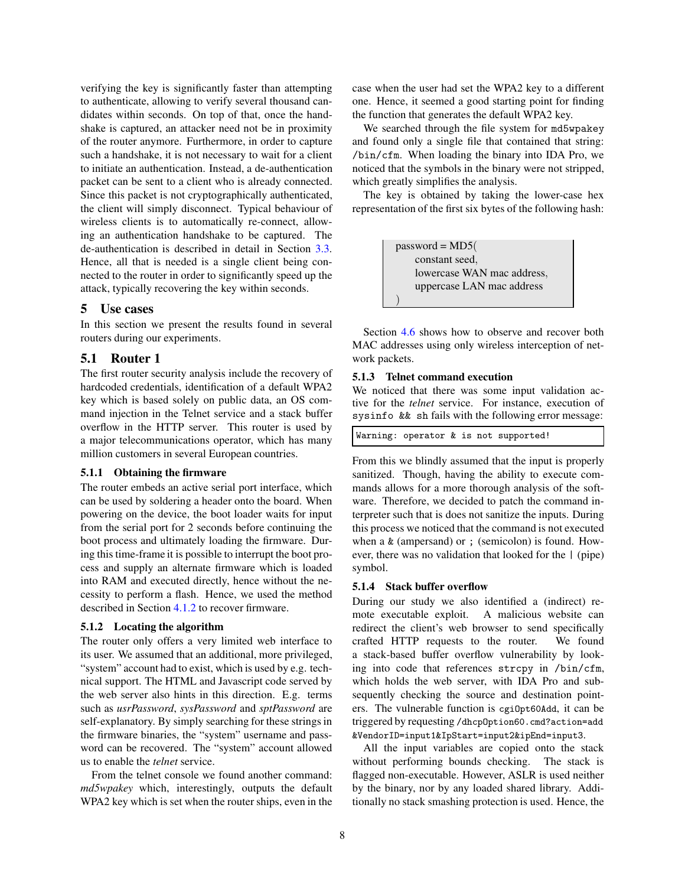verifying the key is significantly faster than attempting to authenticate, allowing to verify several thousand candidates within seconds. On top of that, once the handshake is captured, an attacker need not be in proximity of the router anymore. Furthermore, in order to capture such a handshake, it is not necessary to wait for a client to initiate an authentication. Instead, a de-authentication packet can be sent to a client who is already connected. Since this packet is not cryptographically authenticated, the client will simply disconnect. Typical behaviour of wireless clients is to automatically re-connect, allowing an authentication handshake to be captured. The de-authentication is described in detail in Section 3.3. Hence, all that is needed is a single client being connected to the router in order to significantly speed up the attack, typically recovering the key within seconds.

## 5 Use cases

In this section we present the results found in several routers during our experiments.

## 5.1 Router 1

The first router security analysis include the recovery of hardcoded credentials, identification of a default WPA2 key which is based solely on public data, an OS command injection in the Telnet service and a stack buffer overflow in the HTTP server. This router is used by a major telecommunications operator, which has many million customers in several European countries.

### 5.1.1 Obtaining the firmware

The router embeds an active serial port interface, which can be used by soldering a header onto the board. When powering on the device, the boot loader waits for input from the serial port for 2 seconds before continuing the boot process and ultimately loading the firmware. During this time-frame it is possible to interrupt the boot process and supply an alternate firmware which is loaded into RAM and executed directly, hence without the necessity to perform a flash. Hence, we used the method described in Section 4.1.2 to recover firmware.

### 5.1.2 Locating the algorithm

The router only offers a very limited web interface to its user. We assumed that an additional, more privileged, "system" account had to exist, which is used by e.g. technical support. The HTML and Javascript code served by the web server also hints in this direction. E.g. terms such as *usrPassword*, *sysPassword* and *sptPassword* are self-explanatory. By simply searching for these strings in the firmware binaries, the "system" username and password can be recovered. The "system" account allowed us to enable the *telnet* service.

From the telnet console we found another command: *md5wpakey* which, interestingly, outputs the default WPA2 key which is set when the router ships, even in the case when the user had set the WPA2 key to a different one. Hence, it seemed a good starting point for finding the function that generates the default WPA2 key.

We searched through the file system for `md5wpakey` and found only a single file that contained that string: `/bin/cfm`. When loading the binary into IDA Pro, we noticed that the symbols in the binary were not stripped, which greatly simplifies the analysis.

The key is obtained by taking the lower-case hex representation of the first six bytes of the following hash:

```
password = MD5(
    constant seed,
    lowercase WAN mac address,
    uppercase LAN mac address
)
```

Section 4.6 shows how to observe and recover both MAC addresses using only wireless interception of network packets.

### 5.1.3 Telnet command execution

We noticed that there was some input validation active for the *telnet* service. For instance, execution of `sysinfo && sh` fails with the following error message:

```
Warning: operator & is not supported!
```

From this we blindly assumed that the input is properly sanitized. Though, having the ability to execute commands allows for a more thorough analysis of the software. Therefore, we decided to patch the command interpreter such that is does not sanitize the inputs. During this process we noticed that the command is not executed when a `&` (ampersand) or `;` (semicolon) is found. However, there was no validation that looked for the `|` (pipe) symbol.

### 5.1.4 Stack buffer overflow

During our study we also identified a (indirect) remote executable exploit. A malicious website can redirect the client's web browser to send specifically crafted HTTP requests to the router. We found a stack-based buffer overflow vulnerability by looking into code that references `strcpy` in `/bin/cfm`, which holds the web server, with IDA Pro and subsequently checking the source and destination pointers. The vulnerable function is `cgiOpt60Add`, it can be triggered by requesting `/dhcpOption60.cmd?action=add&VendorID=input1&IpStart=input2&ipEnd=input3`.

All the input variables are copied onto the stack without performing bounds checking. The stack is flagged non-executable. However, ASLR is used neither by the binary, nor by any loaded shared library. Additionally no stack smashing protection is used. Hence, the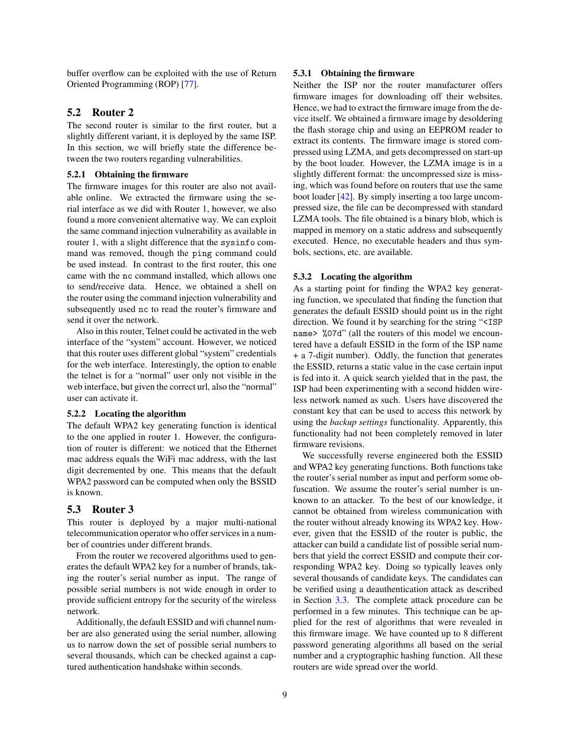buffer overflow can be exploited with the use of Return Oriented Programming (ROP) [77].

## 5.2 Router 2

The second router is similar to the first router, but a slightly different variant, it is deployed by the same ISP. In this section, we will briefly state the difference between the two routers regarding vulnerabilities.

### 5.2.1 Obtaining the firmware

The firmware images for this router are also not available online. We extracted the firmware using the serial interface as we did with Router 1, however, we also found a more convenient alternative way. We can exploit the same command injection vulnerability as available in router 1, with a slight difference that the `sysinfo` command was removed, though the `ping` command could be used instead. In contrast to the first router, this one came with the `nc` command installed, which allows one to send/receive data. Hence, we obtained a shell on the router using the command injection vulnerability and subsequently used `nc` to read the router's firmware and send it over the network.

Also in this router, Telnet could be activated in the web interface of the "system" account. However, we noticed that this router uses different global "system" credentials for the web interface. Interestingly, the option to enable the telnet is for a "normal" user only not visible in the web interface, but given the correct url, also the "normal" user can activate it.

### 5.2.2 Locating the algorithm

The default WPA2 key generating function is identical to the one applied in router 1. However, the configuration of router is different: we noticed that the Ethernet mac address equals the WiFi mac address, with the last digit decremented by one. This means that the default WPA2 password can be computed when only the BSSID is known.

## 5.3 Router 3

This router is deployed by a major multi-national telecommunication operator who offer services in a number of countries under different brands.

From the router we recovered algorithms used to generates the default WPA2 key for a number of brands, taking the router's serial number as input. The range of possible serial numbers is not wide enough in order to provide sufficient entropy for the security of the wireless network.

Additionally, the default ESSID and wifi channel number are also generated using the serial number, allowing us to narrow down the set of possible serial numbers to several thousands, which can be checked against a captured authentication handshake within seconds.

### 5.3.1 Obtaining the firmware

Neither the ISP nor the router manufacturer offers firmware images for downloading off their websites. Hence, we had to extract the firmware image from the device itself. We obtained a firmware image by desoldering the flash storage chip and using an EEPROM reader to extract its contents. The firmware image is stored compressed using LZMA, and gets decompressed on start-up by the boot loader. However, the LZMA image is in a slightly different format: the uncompressed size is missing, which was found before on routers that use the same boot loader [42]. By simply inserting a too large uncompressed size, the file can be decompressed with standard LZMA tools. The file obtained is a binary blob, which is mapped in memory on a static address and subsequently executed. Hence, no executable headers and thus symbols, sections, etc. are available.

### 5.3.2 Locating the algorithm

As a starting point for finding the WPA2 key generating function, we speculated that finding the function that generates the default ESSID should point us in the right direction. We found it by searching for the string "`<ISP name> %07d`" (all the routers of this model we encountered have a default ESSID in the form of the ISP name + a 7-digit number). Oddly, the function that generates the ESSID, returns a static value in the case certain input is fed into it. A quick search yielded that in the past, the ISP had been experimenting with a second hidden wireless network named as such. Users have discovered the constant key that can be used to access this network by using the *backup settings* functionality. Apparently, this functionality had not been completely removed in later firmware revisions.

We successfully reverse engineered both the ESSID and WPA2 key generating functions. Both functions take the router's serial number as input and perform some obfuscation. We assume the router's serial number is unknown to an attacker. To the best of our knowledge, it cannot be obtained from wireless communication with the router without already knowing its WPA2 key. However, given that the ESSID of the router is public, the attacker can build a candidate list of possible serial numbers that yield the correct ESSID and compute their corresponding WPA2 key. Doing so typically leaves only several thousands of candidate keys. The candidates can be verified using a deauthentication attack as described in Section 3.3. The complete attack procedure can be performed in a few minutes. This technique can be applied for the rest of algorithms that were revealed in this firmware image. We have counted up to 8 different password generating algorithms all based on the serial number and a cryptographic hashing function. All these routers are wide spread over the world.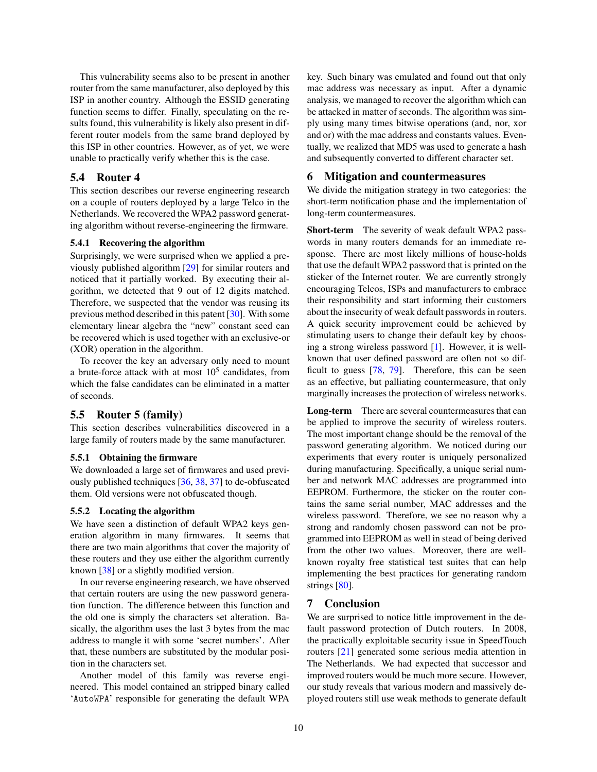This vulnerability seems also to be present in another router from the same manufacturer, also deployed by this ISP in another country. Although the ESSID generating function seems to differ. Finally, speculating on the results found, this vulnerability is likely also present in different router models from the same brand deployed by this ISP in other countries. However, as of yet, we were unable to practically verify whether this is the case.

## 5.4 Router 4

This section describes our reverse engineering research on a couple of routers deployed by a large Telco in the Netherlands. We recovered the WPA2 password generating algorithm without reverse-engineering the firmware.

### 5.4.1 Recovering the algorithm

Surprisingly, we were surprised when we applied a previously published algorithm [29] for similar routers and noticed that it partially worked. By executing their algorithm, we detected that 9 out of 12 digits matched. Therefore, we suspected that the vendor was reusing its previous method described in this patent [30]. With some elementary linear algebra the "new" constant seed can be recovered which is used together with an exclusive-or (XOR) operation in the algorithm.

To recover the key an adversary only need to mount a brute-force attack with at most $10^5$ candidates, from which the false candidates can be eliminated in a matter of seconds.

## 5.5 Router 5 (family)

This section describes vulnerabilities discovered in a large family of routers made by the same manufacturer.

### 5.5.1 Obtaining the firmware

We downloaded a large set of firmwares and used previously published techniques [36, 38, 37] to de-obfuscated them. Old versions were not obfuscated though.

### 5.5.2 Locating the algorithm

We have seen a distinction of default WPA2 keys generation algorithm in many firmwares. It seems that there are two main algorithms that cover the majority of these routers and they use either the algorithm currently known [38] or a slightly modified version.

In our reverse engineering research, we have observed that certain routers are using the new password generation function. The difference between this function and the old one is simply the characters set alteration. Basically, the algorithm uses the last 3 bytes from the mac address to mangle it with some 'secret numbers'. After that, these numbers are substituted by the modular position in the characters set.

Another model of this family was reverse engineered. This model contained an stripped binary called '`AutoWPA`' responsible for generating the default WPA key. Such binary was emulated and found out that only mac address was necessary as input. After a dynamic analysis, we managed to recover the algorithm which can be attacked in matter of seconds. The algorithm was simply using many times bitwise operations (and, nor, xor and or) with the mac address and constants values. Eventually, we realized that MD5 was used to generate a hash and subsequently converted to different character set.

# 6 Mitigation and countermeasures

We divide the mitigation strategy in two categories: the short-term notification phase and the implementation of long-term countermeasures.

**Short-term** The severity of weak default WPA2 passwords in many routers demands for an immediate response. There are most likely millions of house-holds that use the default WPA2 password that is printed on the sticker of the Internet router. We are currently strongly encouraging Telcos, ISPs and manufacturers to embrace their responsibility and start informing their customers about the insecurity of weak default passwords in routers. A quick security improvement could be achieved by stimulating users to change their default key by choosing a strong wireless password [1]. However, it is well-known that user defined password are often not so difficult to guess [78, 79]. Therefore, this can be seen as an effective, but palliating countermeasure, that only marginally increases the protection of wireless networks.

**Long-term** There are several countermeasures that can be applied to improve the security of wireless routers. The most important change should be the removal of the password generating algorithm. We noticed during our experiments that every router is uniquely personalized during manufacturing. Specifically, a unique serial number and network MAC addresses are programmed into EEPROM. Furthermore, the sticker on the router contains the same serial number, MAC addresses and the wireless password. Therefore, we see no reason why a strong and randomly chosen password can not be programmed into EEPROM as well in stead of being derived from the other two values. Moreover, there are well-known royalty free statistical test suites that can help implementing the best practices for generating random strings [80].

# 7 Conclusion

We are surprised to notice little improvement in the default password protection of Dutch routers. In 2008, the practically exploitable security issue in SpeedTouch routers [21] generated some serious media attention in The Netherlands. We had expected that successor and improved routers would be much more secure. However, our study reveals that various modern and massively deployed routers still use weak methods to generate default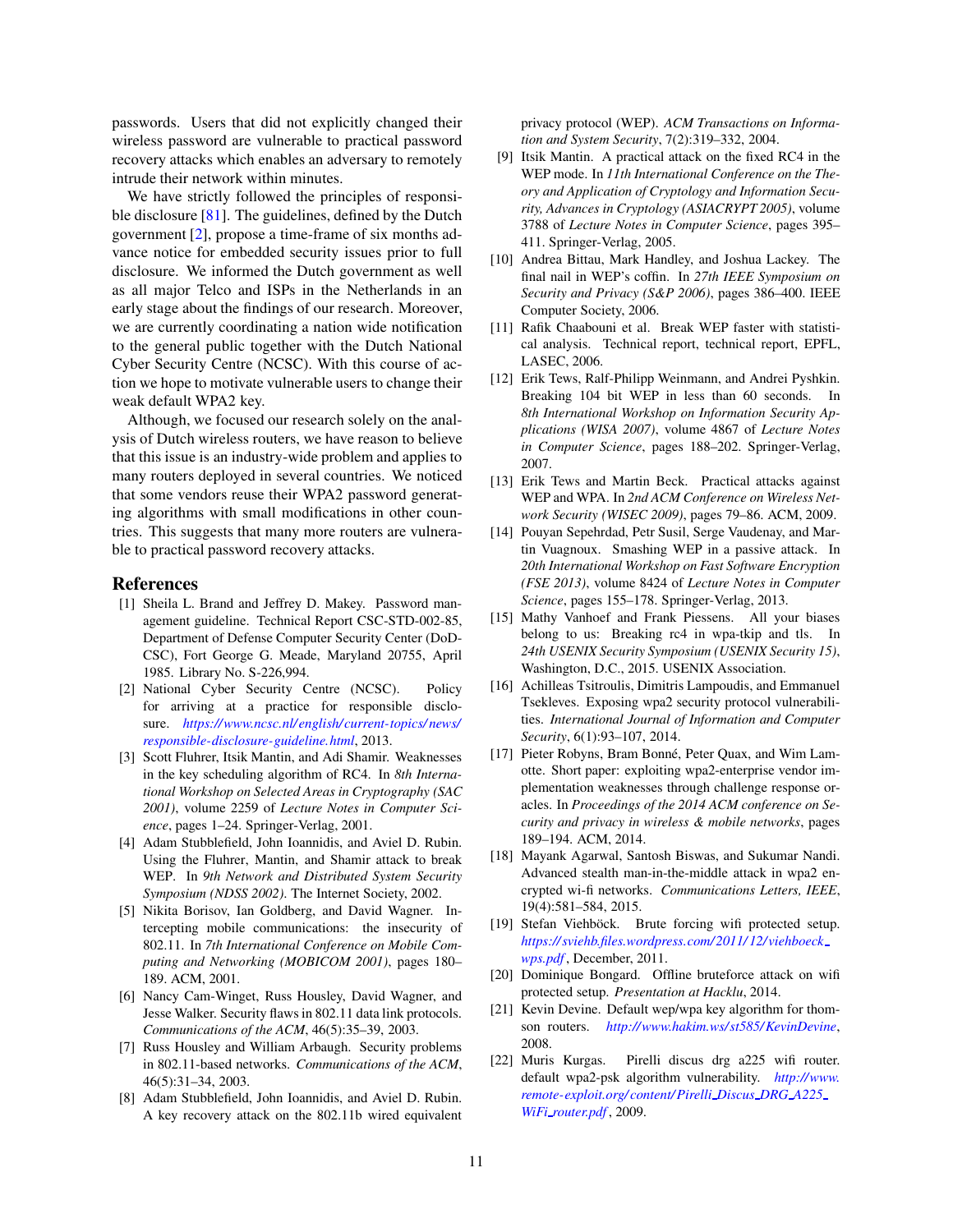passwords. Users that did not explicitly changed their wireless password are vulnerable to practical password recovery attacks which enables an adversary to remotely intrude their network within minutes.

We have strictly followed the principles of responsible disclosure [81]. The guidelines, defined by the Dutch government [2], propose a time-frame of six months advance notice for embedded security issues prior to full disclosure. We informed the Dutch government as well as all major Telco and ISPs in the Netherlands in an early stage about the findings of our research. Moreover, we are currently coordinating a nation wide notification to the general public together with the Dutch National Cyber Security Centre (NCSC). With this course of action we hope to motivate vulnerable users to change their weak default WPA2 key.

Although, we focused our research solely on the analysis of Dutch wireless routers, we have reason to believe that this issue is an industry-wide problem and applies to many routers deployed in several countries. We noticed that some vendors reuse their WPA2 password generating algorithms with small modifications in other countries. This suggests that many more routers are vulnerable to practical password recovery attacks.

## References

[1] Sheila L. Brand and Jeffrey D. Makey. Password management guideline. Technical Report CSC-STD-002-85, Department of Defense Computer Security Center (DoD-CSC), Fort George G. Meade, Maryland 20755, April 1985. Library No. S-226,994.

[2] National Cyber Security Centre (NCSC). Policy for arriving at a practice for responsible disclosure. *https://www.ncsc.nl/english/current-topics/news/responsible-disclosure-guideline.html*, 2013.

[3] Scott Fluhrer, Itsik Mantin, and Adi Shamir. Weaknesses in the key scheduling algorithm of RC4. In *8th International Workshop on Selected Areas in Cryptography (SAC 2001)*, volume 2259 of *Lecture Notes in Computer Science*, pages 1–24. Springer-Verlag, 2001.

[4] Adam Stubblefield, John Ioannidis, and Aviel D. Rubin. Using the Fluhrer, Mantin, and Shamir attack to break WEP. In *9th Network and Distributed System Security Symposium (NDSS 2002)*. The Internet Society, 2002.

[5] Nikita Borisov, Ian Goldberg, and David Wagner. Intercepting mobile communications: the insecurity of 802.11. In *7th International Conference on Mobile Computing and Networking (MOBICOM 2001)*, pages 180–189. ACM, 2001.

[6] Nancy Cam-Winget, Russ Housley, David Wagner, and Jesse Walker. Security flaws in 802.11 data link protocols. *Communications of the ACM*, 46(5):35–39, 2003.

[7] Russ Housley and William Arbaugh. Security problems in 802.11-based networks. *Communications of the ACM*, 46(5):31–34, 2003.

[8] Adam Stubblefield, John Ioannidis, and Aviel D. Rubin. A key recovery attack on the 802.11b wired equivalent privacy protocol (WEP). *ACM Transactions on Information and System Security*, 7(2):319–332, 2004.

[9] Itsik Mantin. A practical attack on the fixed RC4 in the WEP mode. In *11th International Conference on the Theory and Application of Cryptology and Information Security, Advances in Cryptology (ASIACRYPT 2005)*, volume 3788 of *Lecture Notes in Computer Science*, pages 395–411. Springer-Verlag, 2005.

[10] Andrea Bittau, Mark Handley, and Joshua Lackey. The final nail in WEP's coffin. In *27th IEEE Symposium on Security and Privacy (S&P 2006)*, pages 386–400. IEEE Computer Society, 2006.

[11] Rafik Chaabouni et al. Break WEP faster with statistical analysis. Technical report, technical report, EPFL, LASEC, 2006.

[12] Erik Tews, Ralf-Philipp Weinmann, and Andrei Pyshkin. Breaking 104 bit WEP in less than 60 seconds. In *8th International Workshop on Information Security Applications (WISA 2007)*, volume 4867 of *Lecture Notes in Computer Science*, pages 188–202. Springer-Verlag, 2007.

[13] Erik Tews and Martin Beck. Practical attacks against WEP and WPA. In *2nd ACM Conference on Wireless Network Security (WISEC 2009)*, pages 79–86. ACM, 2009.

[14] Pouyan Sepehrdad, Petr Susil, Serge Vaudenay, and Martin Vuagnoux. Smashing WEP in a passive attack. In *20th International Workshop on Fast Software Encryption (FSE 2013)*, volume 8424 of *Lecture Notes in Computer Science*, pages 155–178. Springer-Verlag, 2013.

[15] Mathy Vanhoef and Frank Piessens. All your biases belong to us: Breaking rc4 in wpa-tkip and tls. In *24th USENIX Security Symposium (USENIX Security 15)*, Washington, D.C., 2015. USENIX Association.

[16] Achilleas Tsitroulis, Dimitris Lampoudis, and Emmanuel Tsekleves. Exposing wpa2 security protocol vulnerabilities. *International Journal of Information and Computer Security*, 6(1):93–107, 2014.

[17] Pieter Robyns, Bram Bonné, Peter Quax, and Wim Lamotte. Short paper: exploiting wpa2-enterprise vendor implementation weaknesses through challenge response oracles. In *Proceedings of the 2014 ACM conference on Security and privacy in wireless & mobile networks*, pages 189–194. ACM, 2014.

[18] Mayank Agarwal, Santosh Biswas, and Sukumar Nandi. Advanced stealth man-in-the-middle attack in wpa2 encrypted wi-fi networks. *Communications Letters, IEEE*, 19(4):581–584, 2015.

[19] Stefan Viehböck. Brute forcing wifi protected setup. *https://sviehb.files.wordpress.com/2011/12/viehboeck_wps.pdf*, December, 2011.

[20] Dominique Bongard. Offline bruteforce attack on wifi protected setup. *Presentation at Hacklu*, 2014.

[21] Kevin Devine. Default wep/wpa key algorithm for thomson routers. *http://www.hakim.ws/st585/KevinDevine*, 2008.

[22] Muris Kurgas. Pirelli discus drg a225 wifi router. default wpa2-psk algorithm vulnerability. *http://www.remote-exploit.org/content/Pirelli_Discus_DRG_A225_WiFi_router.pdf*, 2009.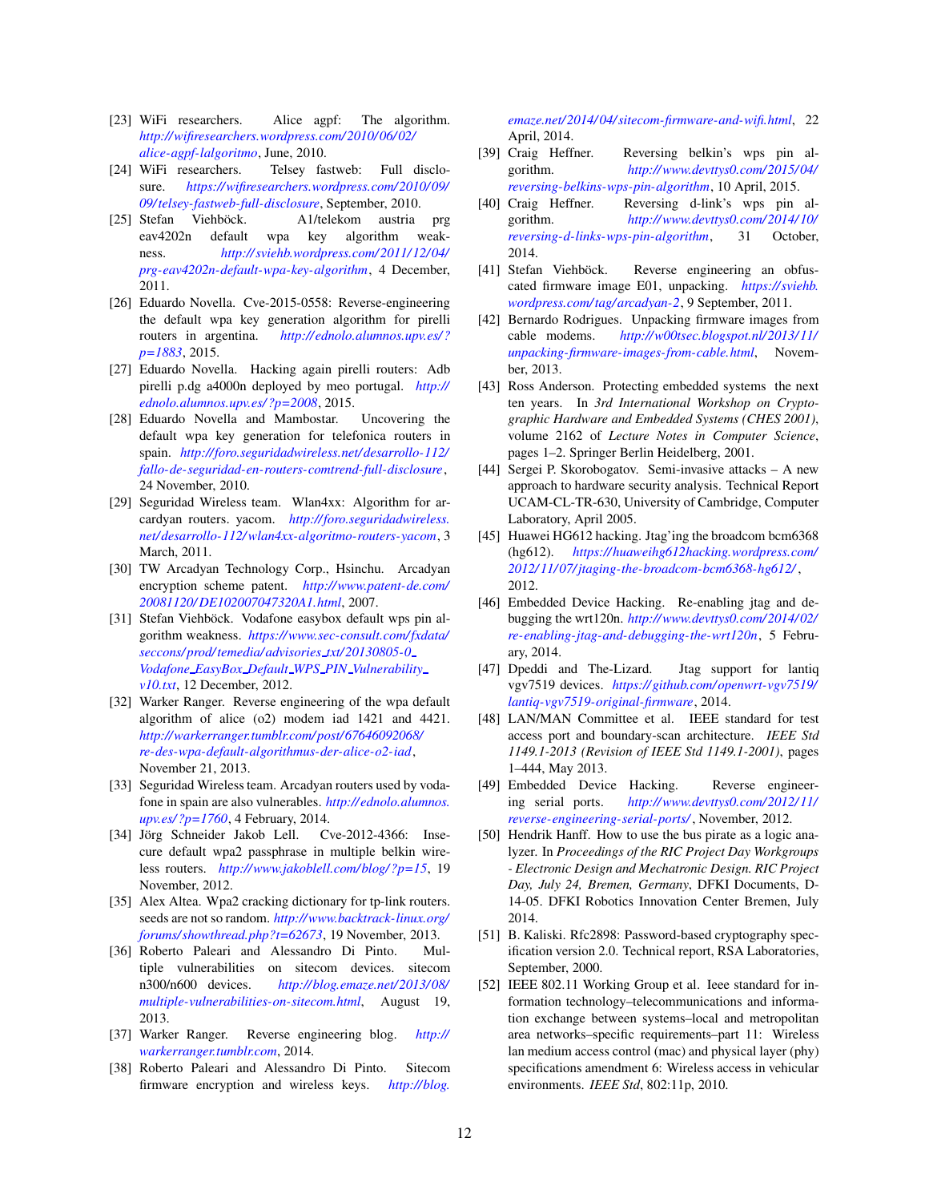[23] WiFi researchers. Alice agpf: The algorithm. *http://wifiresearchers.wordpress.com/2010/06/02/alice-agpf-lalgoritmo*, June, 2010.

[24] WiFi researchers. Telsey fastweb: Full disclosure. *https://wifiresearchers.wordpress.com/2010/09/09/telsey-fastweb-full-disclosure*, September, 2010.

[25] Stefan Viehböck. A1/telekom austria prg eav4202n default wpa key algorithm weakness. *http://sviehb.wordpress.com/2011/12/04/prg-eav4202n-default-wpa-key-algorithm*, 4 December, 2011.

[26] Eduardo Novella. Cve-2015-0558: Reverse-engineering the default wpa key generation algorithm for pirelli routers in argentina. *http://ednolo.alumnos.upv.es/?p=1883*, 2015.

[27] Eduardo Novella. Hacking again pirelli routers: Adb pirelli p.dg a4000n deployed by meo portugal. *http://ednolo.alumnos.upv.es/?p=2008*, 2015.

[28] Eduardo Novella and Mambostar. Uncovering the default wpa key generation for telefonica routers in spain. *http://foro.seguridadwireless.net/desarrollo-112/fallo-de-seguridad-en-routers-comtrend-full-disclosure*, 24 November, 2010.

[29] Seguridad Wireless team. Wlan4xx: Algorithm for arcardyan routers. yacom. *http://foro.seguridadwireless.net/desarrollo-112/wlan4xx-algoritmo-routers-yacom*, 3 March, 2011.

[30] TW Arcadyan Technology Corp., Hsinchu. Arcadyan encryption scheme patent. *http://www.patent-de.com/20081120/DE102007047320A1.html*, 2007.

[31] Stefan Viehböck. Vodafone easybox default wps pin algorithm weakness. *https://www.sec-consult.com/fxdata/seccons/prod/temedia/advisories_txt/20130805-0_Vodafone_EasyBox_Default_WPS_PIN_Vulnerability_v10.txt*, 12 December, 2012.

[32] Warker Ranger. Reverse engineering of the wpa default algorithm of alice (o2) modem iad 1421 and 4421. *http://warkerranger.tumblr.com/post/67646092068/re-des-wpa-default-algorithmus-der-alice-o2-iad*, November 21, 2013.

[33] Seguridad Wireless team. Arcadyan routers used by vodafone in spain are also vulnerables. *http://ednolo.alumnos.upv.es/?p=1760*, 4 February, 2014.

[34] Jörg Schneider Jakob Lell. Cve-2012-4366: Insecure default wpa2 passphrase in multiple belkin wireless routers. *http://www.jakoblell.com/blog/?p=15*, 19 November, 2012.

[35] Alex Altea. Wpa2 cracking dictionary for tp-link routers. seeds are not so random. *http://www.backtrack-linux.org/forums/showthread.php?t=62673*, 19 November, 2013.

[36] Roberto Paleari and Alessandro Di Pinto. Multiple vulnerabilities on sitecom devices. sitecom n300/n600 devices. *http://blog.emaze.net/2013/08/multiple-vulnerabilities-on-sitecom.html*, August 19, 2013.

[37] Warker Ranger. Reverse engineering blog. *http://warkerranger.tumblr.com*, 2014.

[38] Roberto Paleari and Alessandro Di Pinto. Sitecom firmware encryption and wireless keys. *http://blog.emaze.net/2014/04/sitecom-firmware-and-wifi.html*, 22 April, 2014.

[39] Craig Heffner. Reversing belkin's wps pin algorithm. *http://www.devttys0.com/2015/04/reversing-belkins-wps-pin-algorithm*, 10 April, 2015.

[40] Craig Heffner. Reversing d-link's wps pin algorithm. *http://www.devttys0.com/2014/10/reversing-d-links-wps-pin-algorithm*, 31 October, 2014.

[41] Stefan Viehböck. Reverse engineering an obfuscated firmware image E01, unpacking. *https://sviehb.wordpress.com/tag/arcadyan-2*, 9 September, 2011.

[42] Bernardo Rodrigues. Unpacking firmware images from cable modems. *http://w00tsec.blogspot.nl/2013/11/unpacking-firmware-images-from-cable.html*, November, 2013.

[43] Ross Anderson. Protecting embedded systems the next ten years. In *3rd International Workshop on Cryptographic Hardware and Embedded Systems (CHES 2001)*, volume 2162 of *Lecture Notes in Computer Science*, pages 1–2. Springer Berlin Heidelberg, 2001.

[44] Sergei P. Skorobogatov. Semi-invasive attacks – A new approach to hardware security analysis. Technical Report UCAM-CL-TR-630, University of Cambridge, Computer Laboratory, April 2005.

[45] Huawei HG612 hacking. Jtag'ing the broadcom bcm6368 (hg612). *https://huaweihg612hacking.wordpress.com/2012/11/07/jtaging-the-broadcom-bcm6368-hg612/*, 2012.

[46] Embedded Device Hacking. Re-enabling jtag and debugging the wrt120n. *http://www.devttys0.com/2014/02/re-enabling-jtag-and-debugging-the-wrt120n*, 5 February, 2014.

[47] Dpeddi and The-Lizard. Jtag support for lantiq vgv7519 devices. *https://github.com/openwrt-vgv7519/lantiq-vgv7519-original-firmware*, 2014.

[48] LAN/MAN Committee et al. IEEE standard for test access port and boundary-scan architecture. *IEEE Std 1149.1-2013 (Revision of IEEE Std 1149.1-2001)*, pages 1–444, May 2013.

[49] Embedded Device Hacking. Reverse engineering serial ports. *http://www.devttys0.com/2012/11/reverse-engineering-serial-ports/*, November, 2012.

[50] Hendrik Hanff. How to use the bus pirate as a logic analyzer. In *Proceedings of the RIC Project Day Workgroups - Electronic Design and Mechatronic Design. RIC Project Day, July 24, Bremen, Germany*, DFKI Documents, D-14-05. DFKI Robotics Innovation Center Bremen, July 2014.

[51] B. Kaliski. Rfc2898: Password-based cryptography specification version 2.0. Technical report, RSA Laboratories, September, 2000.

[52] IEEE 802.11 Working Group et al. Ieee standard for information technology–telecommunications and information exchange between systems–local and metropolitan area networks–specific requirements–part 11: Wireless lan medium access control (mac) and physical layer (phy) specifications amendment 6: Wireless access in vehicular environments. *IEEE Std*, 802:11p, 2010.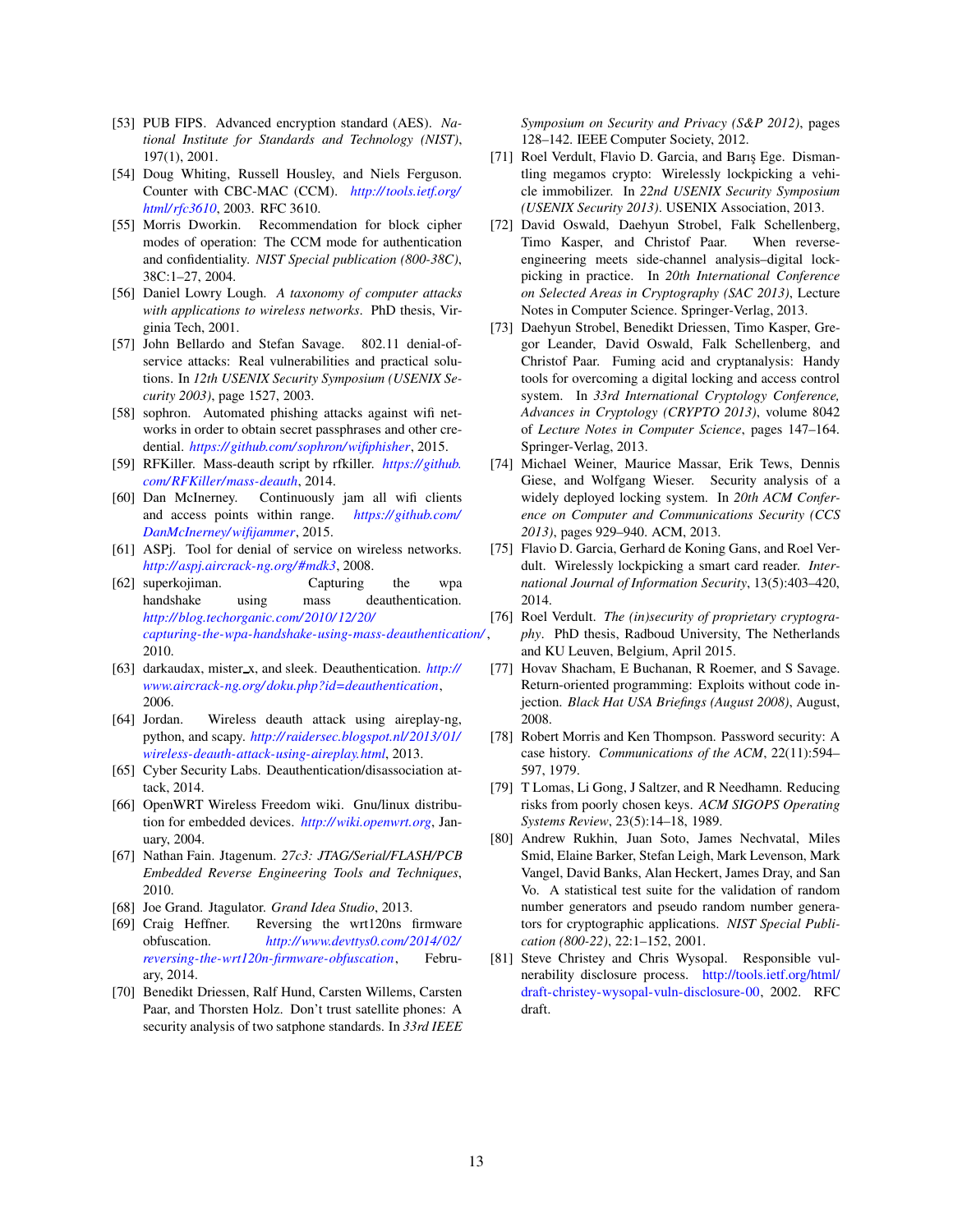[53] PUB FIPS. Advanced encryption standard (AES). *National Institute for Standards and Technology (NIST)*, 197(1), 2001.

[54] Doug Whiting, Russell Housley, and Niels Ferguson. Counter with CBC-MAC (CCM). *http://tools.ietf.org/html/rfc3610*, 2003. RFC 3610.

[55] Morris Dworkin. Recommendation for block cipher modes of operation: The CCM mode for authentication and confidentiality. *NIST Special publication (800-38C)*, 38C:1–27, 2004.

[56] Daniel Lowry Lough. *A taxonomy of computer attacks with applications to wireless networks*. PhD thesis, Virginia Tech, 2001.

[57] John Bellardo and Stefan Savage. 802.11 denial-of-service attacks: Real vulnerabilities and practical solutions. In *12th USENIX Security Symposium (USENIX Security 2003)*, page 1527, 2003.

[58] sophron. Automated phishing attacks against wifi networks in order to obtain secret passphrases and other credential. *https://github.com/sophron/wifiphisher*, 2015.

[59] RFKiller. Mass-deauth script by rfkiller. *https://github.com/RFKiller/mass-deauth*, 2014.

[60] Dan McInerney. Continuously jam all wifi clients and access points within range. *https://github.com/DanMcInerney/wifijammer*, 2015.

[61] ASPj. Tool for denial of service on wireless networks. *http://aspj.aircrack-ng.org/#mdk3*, 2008.

[62] superkojiman. Capturing the wpa handshake using mass deauthentication. *http://blog.techorganic.com/2010/12/20/capturing-the-wpa-handshake-using-mass-deauthentication/*, 2010.

[63] darkaudax, mister_x, and sleek. Deauthentication. *http://www.aircrack-ng.org/doku.php?id=deauthentication*, 2006.

[64] Jordan. Wireless deauth attack using aireplay-ng, python, and scapy. *http://raidersec.blogspot.nl/2013/01/wireless-deauth-attack-using-aireplay.html*, 2013.

[65] Cyber Security Labs. Deauthentication/disassociation attack, 2014.

[66] OpenWRT Wireless Freedom wiki. Gnu/linux distribution for embedded devices. *http://wiki.openwrt.org*, January, 2004.

[67] Nathan Fain. Jtagenum. *27c3: JTAG/Serial/FLASH/PCB Embedded Reverse Engineering Tools and Techniques*, 2010.

[68] Joe Grand. Jtagulator. *Grand Idea Studio*, 2013.

[69] Craig Heffner. Reversing the wrt120ns firmware obfuscation. *http://www.devttys0.com/2014/02/reversing-the-wrt120n-firmware-obfuscation*, February, 2014.

[70] Benedikt Driessen, Ralf Hund, Carsten Willems, Carsten Paar, and Thorsten Holz. Don't trust satellite phones: A security analysis of two satphone standards. In *33rd IEEE Symposium on Security and Privacy (S&P 2012)*, pages 128–142. IEEE Computer Society, 2012.

[71] Roel Verdult, Flavio D. Garcia, and Barış Ege. Dismantling megamos crypto: Wirelessly lockpicking a vehicle immobilizer. In *22nd USENIX Security Symposium (USENIX Security 2013)*. USENIX Association, 2013.

[72] David Oswald, Daehyun Strobel, Falk Schellenberg, Timo Kasper, and Christof Paar. When reverse-engineering meets side-channel analysis–digital lockpicking in practice. In *20th International Conference on Selected Areas in Cryptography (SAC 2013)*, Lecture Notes in Computer Science. Springer-Verlag, 2013.

[73] Daehyun Strobel, Benedikt Driessen, Timo Kasper, Gregor Leander, David Oswald, Falk Schellenberg, and Christof Paar. Fuming acid and cryptanalysis: Handy tools for overcoming a digital locking and access control system. In *33rd International Cryptology Conference, Advances in Cryptology (CRYPTO 2013)*, volume 8042 of *Lecture Notes in Computer Science*, pages 147–164. Springer-Verlag, 2013.

[74] Michael Weiner, Maurice Massar, Erik Tews, Dennis Giese, and Wolfgang Wieser. Security analysis of a widely deployed locking system. In *20th ACM Conference on Computer and Communications Security (CCS 2013)*, pages 929–940. ACM, 2013.

[75] Flavio D. Garcia, Gerhard de Koning Gans, and Roel Verdult. Wirelessly lockpicking a smart card reader. *International Journal of Information Security*, 13(5):403–420, 2014.

[76] Roel Verdult. *The (in)security of proprietary cryptography*. PhD thesis, Radboud University, The Netherlands and KU Leuven, Belgium, April 2015.

[77] Hovav Shacham, E Buchanan, R Roemer, and S Savage. Return-oriented programming: Exploits without code injection. *Black Hat USA Briefings (August 2008)*, August, 2008.

[78] Robert Morris and Ken Thompson. Password security: A case history. *Communications of the ACM*, 22(11):594–597, 1979.

[79] T Lomas, Li Gong, J Saltzer, and R Needhamn. Reducing risks from poorly chosen keys. *ACM SIGOPS Operating Systems Review*, 23(5):14–18, 1989.

[80] Andrew Rukhin, Juan Soto, James Nechvatal, Miles Smid, Elaine Barker, Stefan Leigh, Mark Levenson, Mark Vangel, David Banks, Alan Heckert, James Dray, and San Vo. A statistical test suite for the validation of random number generators and pseudo random number generators for cryptographic applications. *NIST Special Publication (800-22)*, 22:1–152, 2001.

[81] Steve Christey and Chris Wysopal. Responsible vulnerability disclosure process. http://tools.ietf.org/html/draft-christey-wysopal-vuln-disclosure-00, 2002. RFC draft.